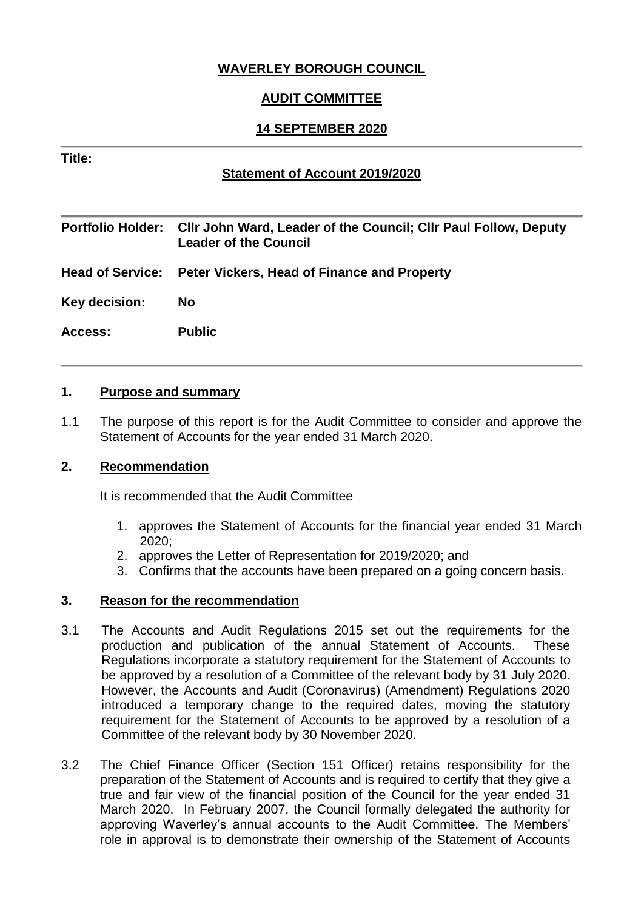**WAVERLEY BOROUGH COUNCIL**

**AUDIT COMMITTEE**

**14 SEPTEMBER 2020**

**Title:**

**Statement of Account 2019/2020**

| | |
|---|---|
| **Portfolio Holder:** | **Cllr John Ward, Leader of the Council; Cllr Paul Follow, Deputy Leader of the Council** |
| **Head of Service:** | **Peter Vickers, Head of Finance and Property** |
| **Key decision:** | **No** |
| **Access:** | **Public** |

## 1. Purpose and summary

1.1 The purpose of this report is for the Audit Committee to consider and approve the Statement of Accounts for the year ended 31 March 2020.

## 2. Recommendation

It is recommended that the Audit Committee

1. approves the Statement of Accounts for the financial year ended 31 March 2020;
2. approves the Letter of Representation for 2019/2020; and
3. Confirms that the accounts have been prepared on a going concern basis.

## 3. Reason for the recommendation

3.1 The Accounts and Audit Regulations 2015 set out the requirements for the production and publication of the annual Statement of Accounts. These Regulations incorporate a statutory requirement for the Statement of Accounts to be approved by a resolution of a Committee of the relevant body by 31 July 2020. However, the Accounts and Audit (Coronavirus) (Amendment) Regulations 2020 introduced a temporary change to the required dates, moving the statutory requirement for the Statement of Accounts to be approved by a resolution of a Committee of the relevant body by 30 November 2020.

3.2 The Chief Finance Officer (Section 151 Officer) retains responsibility for the preparation of the Statement of Accounts and is required to certify that they give a true and fair view of the financial position of the Council for the year ended 31 March 2020. In February 2007, the Council formally delegated the authority for approving Waverley's annual accounts to the Audit Committee. The Members' role in approval is to demonstrate their ownership of the Statement of Accounts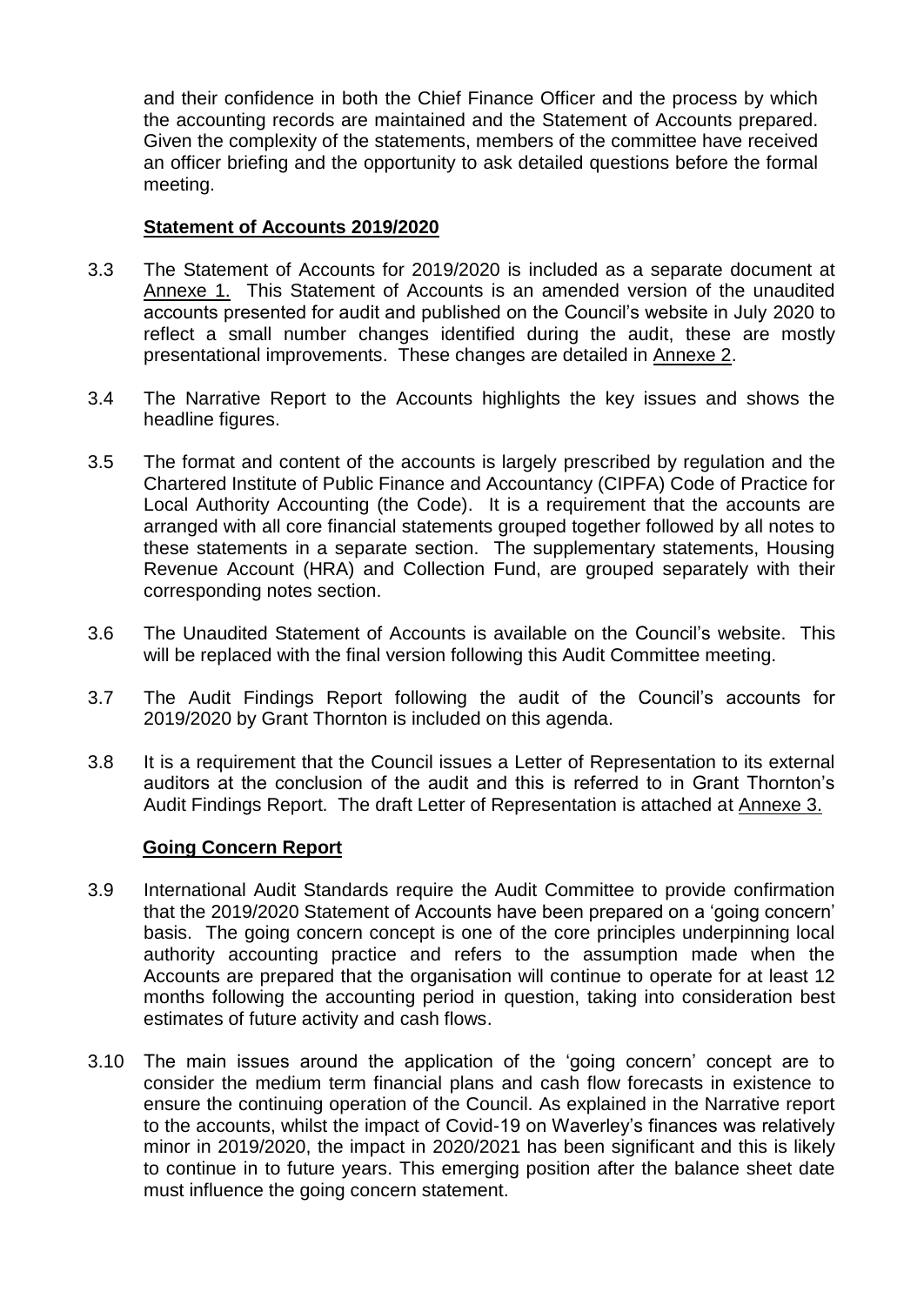and their confidence in both the Chief Finance Officer and the process by which the accounting records are maintained and the Statement of Accounts prepared. Given the complexity of the statements, members of the committee have received an officer briefing and the opportunity to ask detailed questions before the formal meeting.

**Statement of Accounts 2019/2020**

3.3 The Statement of Accounts for 2019/2020 is included as a separate document at Annexe 1. This Statement of Accounts is an amended version of the unaudited accounts presented for audit and published on the Council's website in July 2020 to reflect a small number changes identified during the audit, these are mostly presentational improvements. These changes are detailed in Annexe 2.

3.4 The Narrative Report to the Accounts highlights the key issues and shows the headline figures.

3.5 The format and content of the accounts is largely prescribed by regulation and the Chartered Institute of Public Finance and Accountancy (CIPFA) Code of Practice for Local Authority Accounting (the Code). It is a requirement that the accounts are arranged with all core financial statements grouped together followed by all notes to these statements in a separate section. The supplementary statements, Housing Revenue Account (HRA) and Collection Fund, are grouped separately with their corresponding notes section.

3.6 The Unaudited Statement of Accounts is available on the Council's website. This will be replaced with the final version following this Audit Committee meeting.

3.7 The Audit Findings Report following the audit of the Council's accounts for 2019/2020 by Grant Thornton is included on this agenda.

3.8 It is a requirement that the Council issues a Letter of Representation to its external auditors at the conclusion of the audit and this is referred to in Grant Thornton's Audit Findings Report. The draft Letter of Representation is attached at Annexe 3.

**Going Concern Report**

3.9 International Audit Standards require the Audit Committee to provide confirmation that the 2019/2020 Statement of Accounts have been prepared on a 'going concern' basis. The going concern concept is one of the core principles underpinning local authority accounting practice and refers to the assumption made when the Accounts are prepared that the organisation will continue to operate for at least 12 months following the accounting period in question, taking into consideration best estimates of future activity and cash flows.

3.10 The main issues around the application of the 'going concern' concept are to consider the medium term financial plans and cash flow forecasts in existence to ensure the continuing operation of the Council. As explained in the Narrative report to the accounts, whilst the impact of Covid-19 on Waverley's finances was relatively minor in 2019/2020, the impact in 2020/2021 has been significant and this is likely to continue in to future years. This emerging position after the balance sheet date must influence the going concern statement.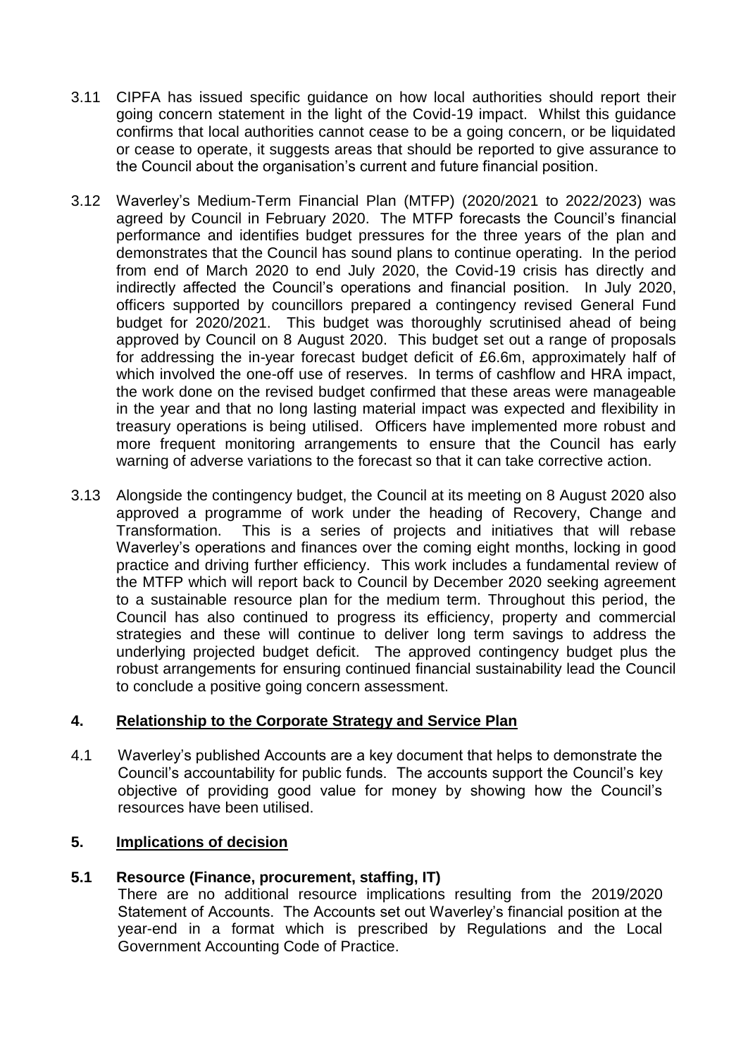3.11 CIPFA has issued specific guidance on how local authorities should report their going concern statement in the light of the Covid-19 impact. Whilst this guidance confirms that local authorities cannot cease to be a going concern, or be liquidated or cease to operate, it suggests areas that should be reported to give assurance to the Council about the organisation's current and future financial position.

3.12 Waverley's Medium-Term Financial Plan (MTFP) (2020/2021 to 2022/2023) was agreed by Council in February 2020. The MTFP forecasts the Council's financial performance and identifies budget pressures for the three years of the plan and demonstrates that the Council has sound plans to continue operating. In the period from end of March 2020 to end July 2020, the Covid-19 crisis has directly and indirectly affected the Council's operations and financial position. In July 2020, officers supported by councillors prepared a contingency revised General Fund budget for 2020/2021. This budget was thoroughly scrutinised ahead of being approved by Council on 8 August 2020. This budget set out a range of proposals for addressing the in-year forecast budget deficit of £6.6m, approximately half of which involved the one-off use of reserves. In terms of cashflow and HRA impact, the work done on the revised budget confirmed that these areas were manageable in the year and that no long lasting material impact was expected and flexibility in treasury operations is being utilised. Officers have implemented more robust and more frequent monitoring arrangements to ensure that the Council has early warning of adverse variations to the forecast so that it can take corrective action.

3.13 Alongside the contingency budget, the Council at its meeting on 8 August 2020 also approved a programme of work under the heading of Recovery, Change and Transformation. This is a series of projects and initiatives that will rebase Waverley's operations and finances over the coming eight months, locking in good practice and driving further efficiency. This work includes a fundamental review of the MTFP which will report back to Council by December 2020 seeking agreement to a sustainable resource plan for the medium term. Throughout this period, the Council has also continued to progress its efficiency, property and commercial strategies and these will continue to deliver long term savings to address the underlying projected budget deficit. The approved contingency budget plus the robust arrangements for ensuring continued financial sustainability lead the Council to conclude a positive going concern assessment.

## 4. Relationship to the Corporate Strategy and Service Plan

4.1 Waverley's published Accounts are a key document that helps to demonstrate the Council's accountability for public funds. The accounts support the Council's key objective of providing good value for money by showing how the Council's resources have been utilised.

## 5. Implications of decision

### 5.1 Resource (Finance, procurement, staffing, IT)

There are no additional resource implications resulting from the 2019/2020 Statement of Accounts. The Accounts set out Waverley's financial position at the year-end in a format which is prescribed by Regulations and the Local Government Accounting Code of Practice.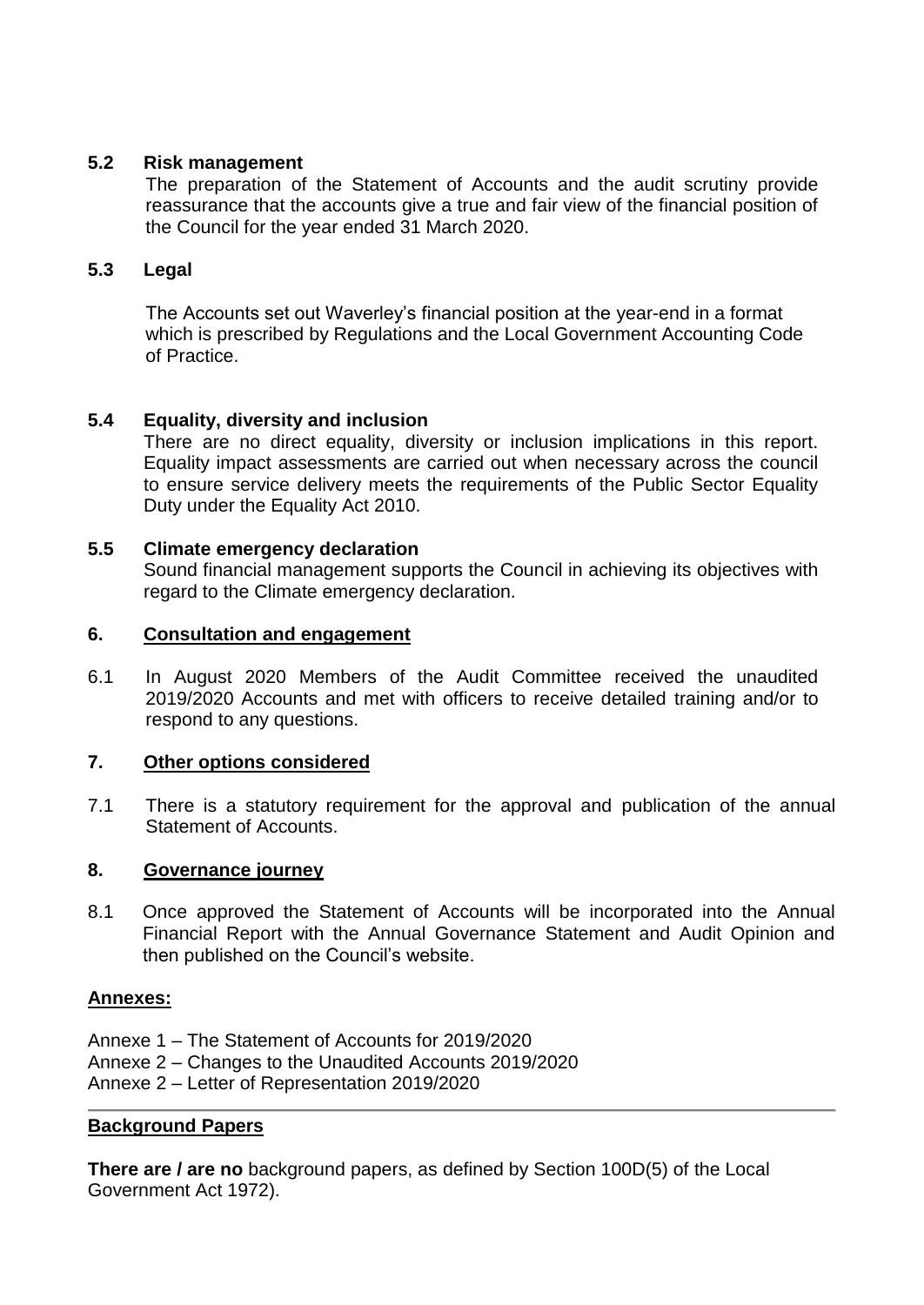### 5.2 Risk management

The preparation of the Statement of Accounts and the audit scrutiny provide reassurance that the accounts give a true and fair view of the financial position of the Council for the year ended 31 March 2020.

### 5.3 Legal

The Accounts set out Waverley's financial position at the year-end in a format which is prescribed by Regulations and the Local Government Accounting Code of Practice.

### 5.4 Equality, diversity and inclusion

There are no direct equality, diversity or inclusion implications in this report. Equality impact assessments are carried out when necessary across the council to ensure service delivery meets the requirements of the Public Sector Equality Duty under the Equality Act 2010.

### 5.5 Climate emergency declaration

Sound financial management supports the Council in achieving its objectives with regard to the Climate emergency declaration.

## 6. Consultation and engagement

6.1 In August 2020 Members of the Audit Committee received the unaudited 2019/2020 Accounts and met with officers to receive detailed training and/or to respond to any questions.

## 7. Other options considered

7.1 There is a statutory requirement for the approval and publication of the annual Statement of Accounts.

## 8. Governance journey

8.1 Once approved the Statement of Accounts will be incorporated into the Annual Financial Report with the Annual Governance Statement and Audit Opinion and then published on the Council's website.

**Annexes:**

Annexe 1 – The Statement of Accounts for 2019/2020
Annexe 2 – Changes to the Unaudited Accounts 2019/2020
Annexe 2 – Letter of Representation 2019/2020

---

**Background Papers**

**There are / are no** background papers, as defined by Section 100D(5) of the Local Government Act 1972).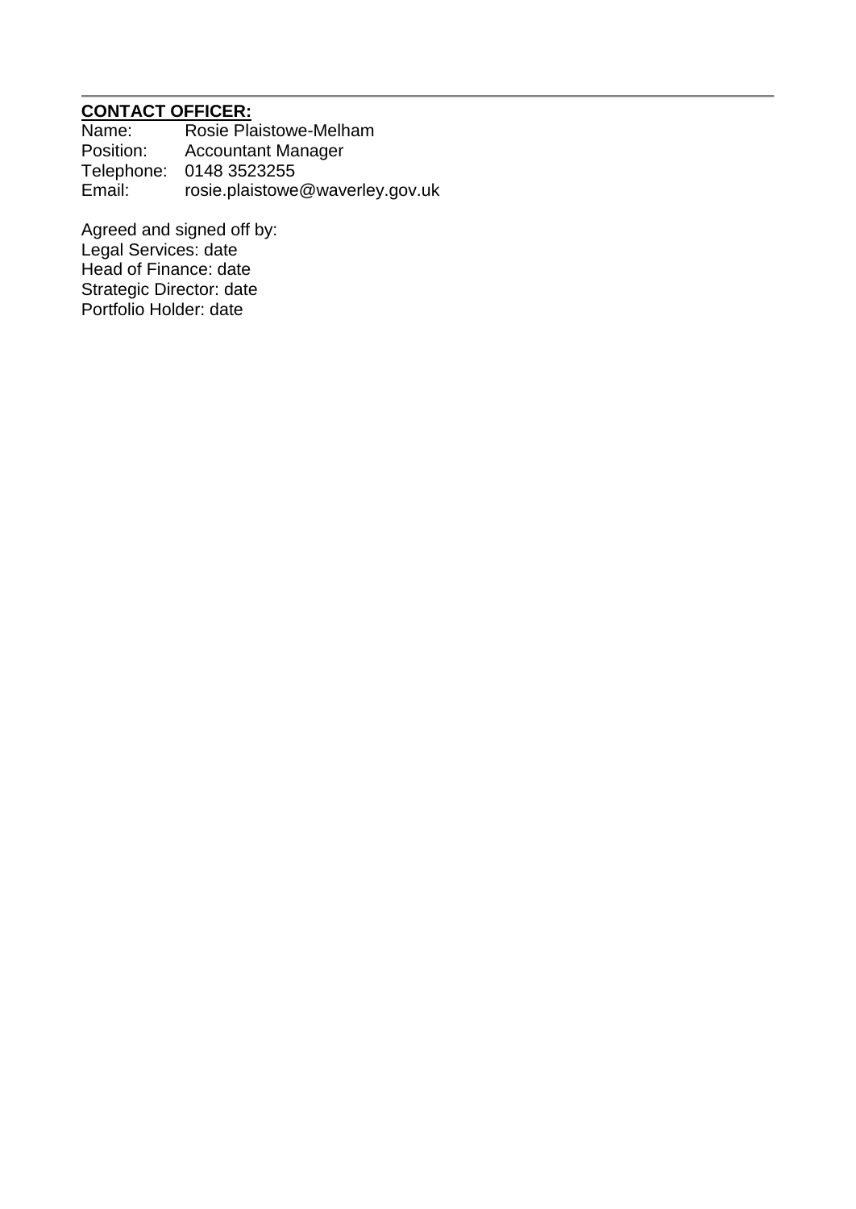---

**CONTACT OFFICER:**

Name: Rosie Plaistowe-Melham
Position: Accountant Manager
Telephone: 0148 3523255
Email: rosie.plaistowe@waverley.gov.uk

Agreed and signed off by:
Legal Services: date
Head of Finance: date
Strategic Director: date
Portfolio Holder: date